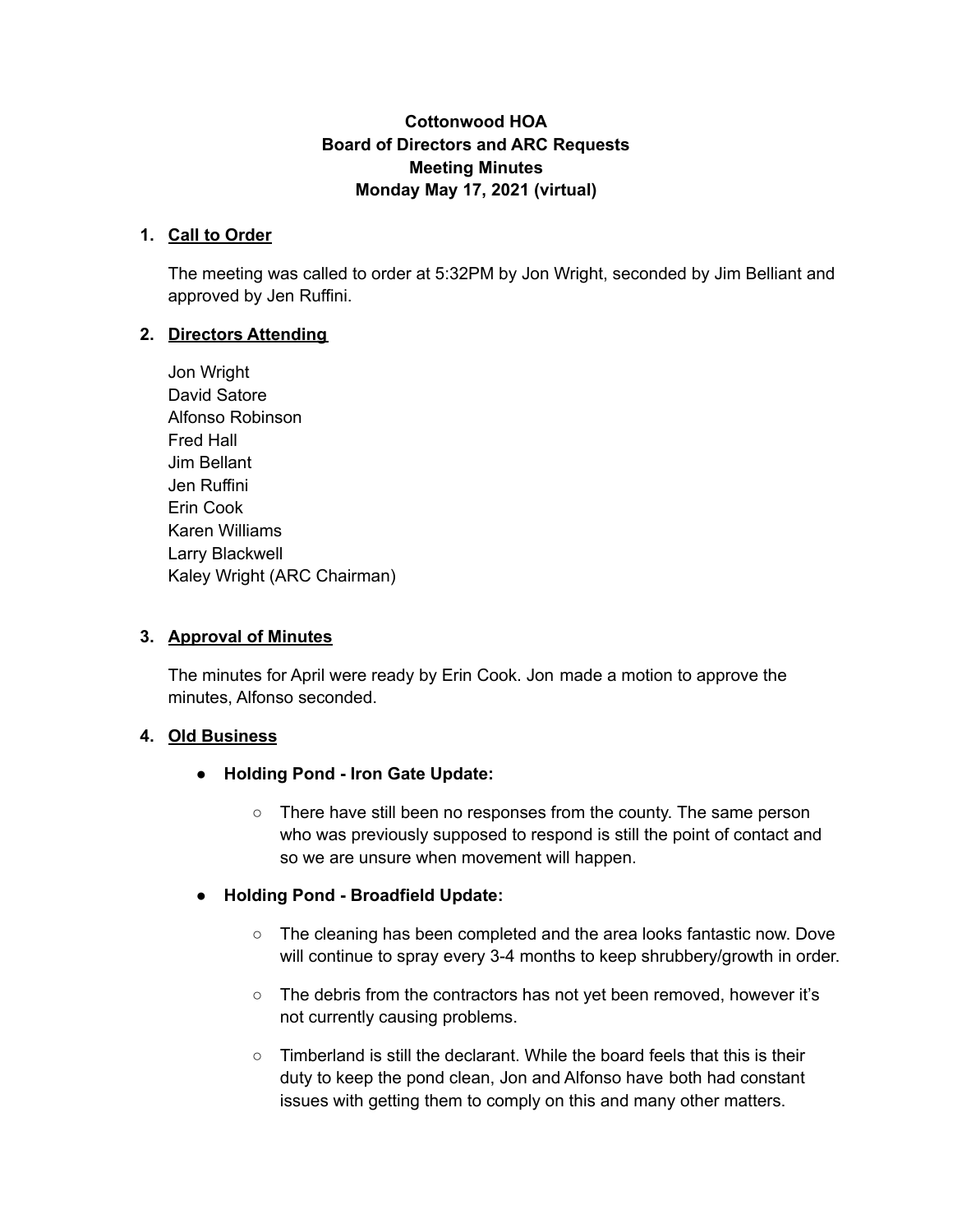# Cottonwood HOA
## Board of Directors and ARC Requests
## Meeting Minutes
## Monday May 17, 2021 (virtual)

1. **Call to Order**

   The meeting was called to order at 5:32PM by Jon Wright, seconded by Jim Belliant and approved by Jen Ruffini.

2. **Directors Attending**

   Jon Wright
   David Satore
   Alfonso Robinson
   Fred Hall
   Jim Bellant
   Jen Ruffini
   Erin Cook
   Karen Williams
   Larry Blackwell
   Kaley Wright (ARC Chairman)

3. **Approval of Minutes**

   The minutes for April were ready by Erin Cook. Jon made a motion to approve the minutes, Alfonso seconded.

4. **Old Business**

   - **Holding Pond - Iron Gate Update:**
     - There have still been no responses from the county. The same person who was previously supposed to respond is still the point of contact and so we are unsure when movement will happen.
   - **Holding Pond - Broadfield Update:**
     - The cleaning has been completed and the area looks fantastic now. Dove will continue to spray every 3-4 months to keep shrubbery/growth in order.
     - The debris from the contractors has not yet been removed, however it's not currently causing problems.
     - Timberland is still the declarant. While the board feels that this is their duty to keep the pond clean, Jon and Alfonso have both had constant issues with getting them to comply on this and many other matters.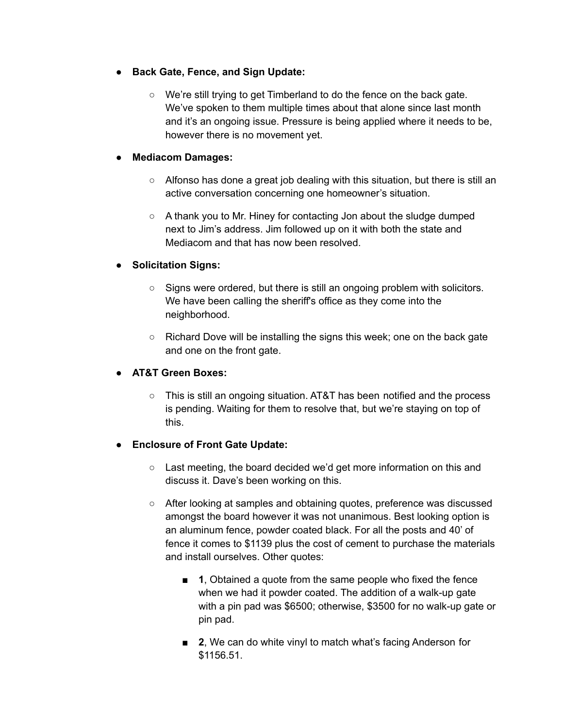- **Back Gate, Fence, and Sign Update:**
    - We're still trying to get Timberland to do the fence on the back gate. We've spoken to them multiple times about that alone since last month and it's an ongoing issue. Pressure is being applied where it needs to be, however there is no movement yet.
- **Mediacom Damages:**
    - Alfonso has done a great job dealing with this situation, but there is still an active conversation concerning one homeowner's situation.
    - A thank you to Mr. Hiney for contacting Jon about the sludge dumped next to Jim's address. Jim followed up on it with both the state and Mediacom and that has now been resolved.
- **Solicitation Signs:**
    - Signs were ordered, but there is still an ongoing problem with solicitors. We have been calling the sheriff's office as they come into the neighborhood.
    - Richard Dove will be installing the signs this week; one on the back gate and one on the front gate.
- **AT&T Green Boxes:**
    - This is still an ongoing situation. AT&T has been notified and the process is pending. Waiting for them to resolve that, but we're staying on top of this.
- **Enclosure of Front Gate Update:**
    - Last meeting, the board decided we'd get more information on this and discuss it. Dave's been working on this.
    - After looking at samples and obtaining quotes, preference was discussed amongst the board however it was not unanimous. Best looking option is an aluminum fence, powder coated black. For all the posts and 40' of fence it comes to $1139 plus the cost of cement to purchase the materials and install ourselves. Other quotes:
        - **1**, Obtained a quote from the same people who fixed the fence when we had it powder coated. The addition of a walk-up gate with a pin pad was $6500; otherwise, $3500 for no walk-up gate or pin pad.
        - **2**, We can do white vinyl to match what's facing Anderson for $1156.51.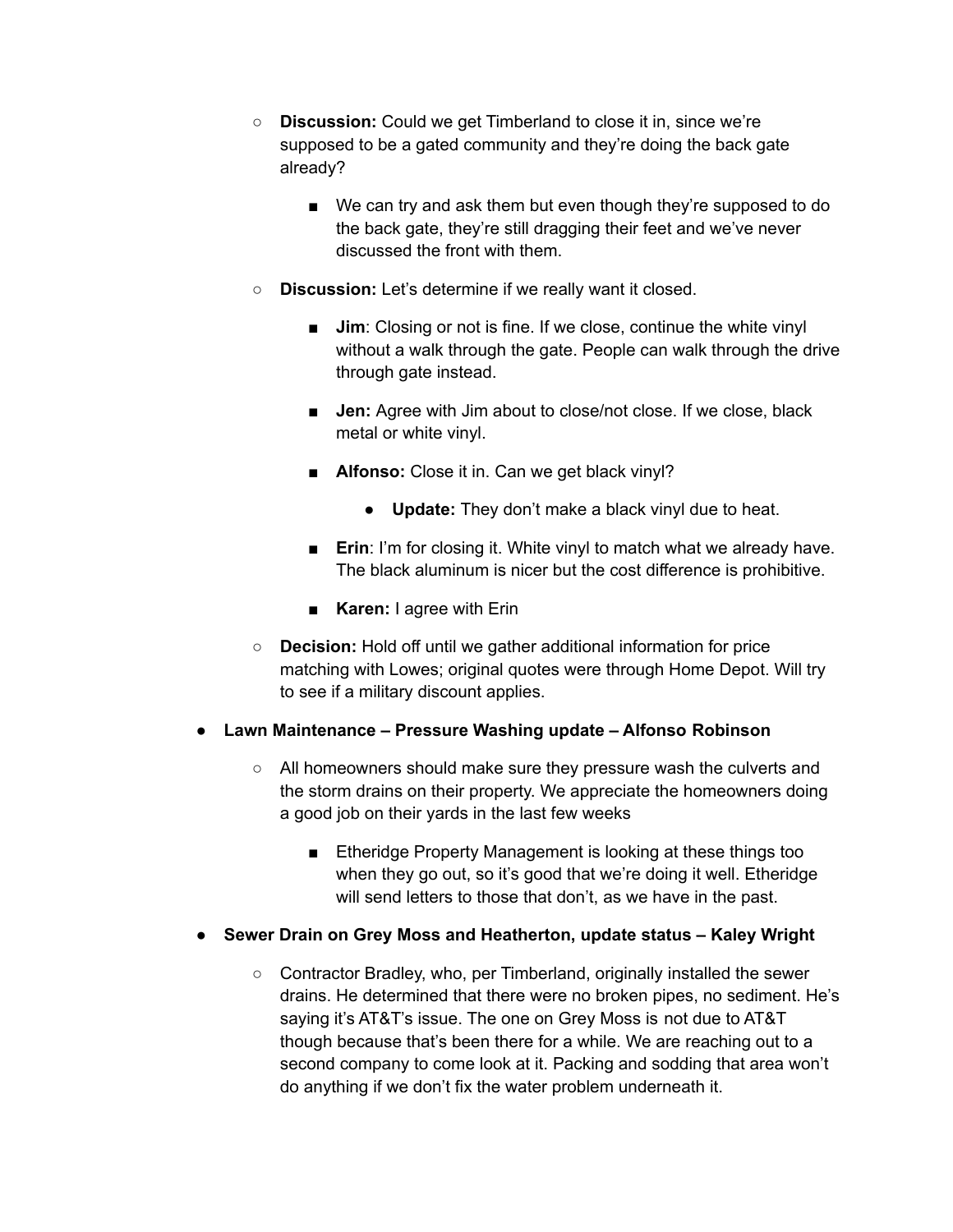- **Discussion:** Could we get Timberland to close it in, since we're supposed to be a gated community and they're doing the back gate already?
    - We can try and ask them but even though they're supposed to do the back gate, they're still dragging their feet and we've never discussed the front with them.
- **Discussion:** Let's determine if we really want it closed.
    - **Jim**: Closing or not is fine. If we close, continue the white vinyl without a walk through the gate. People can walk through the drive through gate instead.
    - **Jen:** Agree with Jim about to close/not close. If we close, black metal or white vinyl.
    - **Alfonso:** Close it in. Can we get black vinyl?
        - **Update:** They don't make a black vinyl due to heat.
    - **Erin**: I'm for closing it. White vinyl to match what we already have. The black aluminum is nicer but the cost difference is prohibitive.
    - **Karen:** I agree with Erin
- **Decision:** Hold off until we gather additional information for price matching with Lowes; original quotes were through Home Depot. Will try to see if a military discount applies.

- **Lawn Maintenance – Pressure Washing update – Alfonso Robinson**
    - All homeowners should make sure they pressure wash the culverts and the storm drains on their property. We appreciate the homeowners doing a good job on their yards in the last few weeks
        - Etheridge Property Management is looking at these things too when they go out, so it's good that we're doing it well. Etheridge will send letters to those that don't, as we have in the past.

- **Sewer Drain on Grey Moss and Heatherton, update status – Kaley Wright**
    - Contractor Bradley, who, per Timberland, originally installed the sewer drains. He determined that there were no broken pipes, no sediment. He's saying it's AT&T's issue. The one on Grey Moss is not due to AT&T though because that's been there for a while. We are reaching out to a second company to come look at it. Packing and sodding that area won't do anything if we don't fix the water problem underneath it.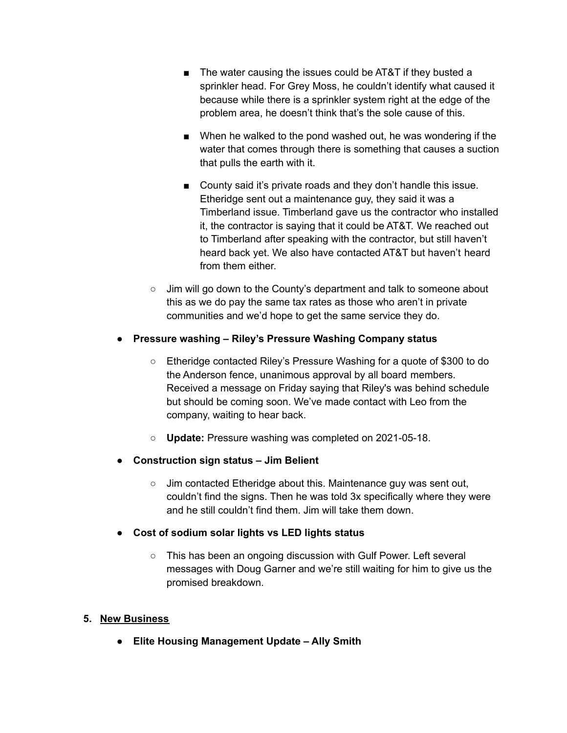- The water causing the issues could be AT&T if they busted a sprinkler head. For Grey Moss, he couldn't identify what caused it because while there is a sprinkler system right at the edge of the problem area, he doesn't think that's the sole cause of this.
        - When he walked to the pond washed out, he was wondering if the water that comes through there is something that causes a suction that pulls the earth with it.
        - County said it's private roads and they don't handle this issue. Etheridge sent out a maintenance guy, they said it was a Timberland issue. Timberland gave us the contractor who installed it, the contractor is saying that it could be AT&T. We reached out to Timberland after speaking with the contractor, but still haven't heard back yet. We also have contacted AT&T but haven't heard from them either.
    - Jim will go down to the County's department and talk to someone about this as we do pay the same tax rates as those who aren't in private communities and we'd hope to get the same service they do.

- **Pressure washing – Riley's Pressure Washing Company status**
    - Etheridge contacted Riley's Pressure Washing for a quote of $300 to do the Anderson fence, unanimous approval by all board members. Received a message on Friday saying that Riley's was behind schedule but should be coming soon. We've made contact with Leo from the company, waiting to hear back.
    - **Update:** Pressure washing was completed on 2021-05-18.

- **Construction sign status – Jim Belient**
    - Jim contacted Etheridge about this. Maintenance guy was sent out, couldn't find the signs. Then he was told 3x specifically where they were and he still couldn't find them. Jim will take them down.

- **Cost of sodium solar lights vs LED lights status**
    - This has been an ongoing discussion with Gulf Power. Left several messages with Doug Garner and we're still waiting for him to give us the promised breakdown.

5. **New Business**

- **Elite Housing Management Update – Ally Smith**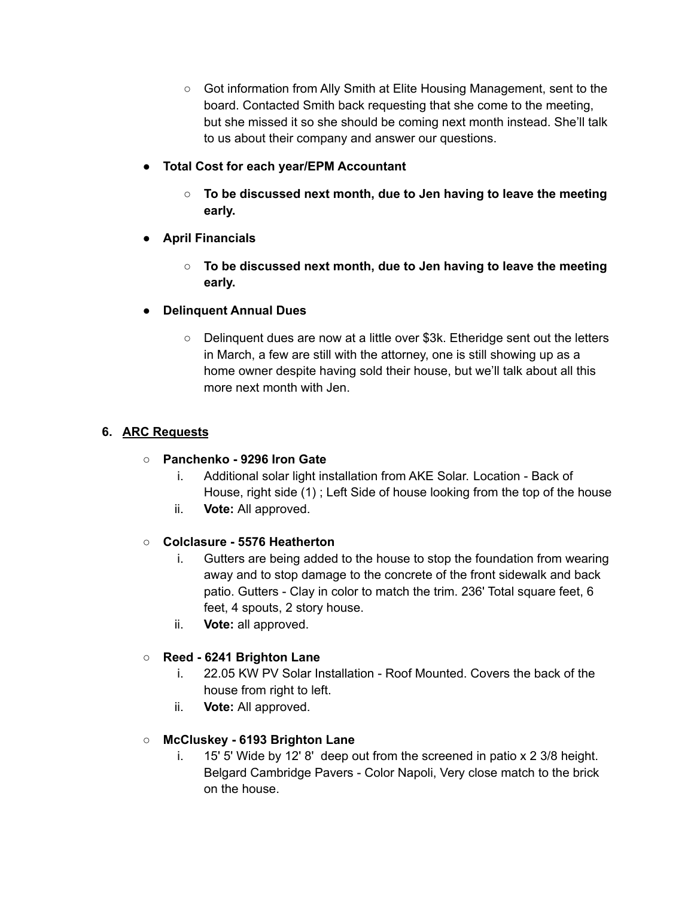- Got information from Ally Smith at Elite Housing Management, sent to the board. Contacted Smith back requesting that she come to the meeting, but she missed it so she should be coming next month instead. She'll talk to us about their company and answer our questions.

- **Total Cost for each year/EPM Accountant**
    - **To be discussed next month, due to Jen having to leave the meeting early.**
- **April Financials**
    - **To be discussed next month, due to Jen having to leave the meeting early.**
- **Delinquent Annual Dues**
    - Delinquent dues are now at a little over $3k. Etheridge sent out the letters in March, a few are still with the attorney, one is still showing up as a home owner despite having sold their house, but we'll talk about all this more next month with Jen.

6. **ARC Requests**

- **Panchenko - 9296 Iron Gate**
    i. Additional solar light installation from AKE Solar. Location - Back of House, right side (1) ; Left Side of house looking from the top of the house
    ii. **Vote:** All approved.

- **Colclasure - 5576 Heatherton**
    i. Gutters are being added to the house to stop the foundation from wearing away and to stop damage to the concrete of the front sidewalk and back patio. Gutters - Clay in color to match the trim. 236' Total square feet, 6 feet, 4 spouts, 2 story house.
    ii. **Vote:** all approved.

- **Reed - 6241 Brighton Lane**
    i. 22.05 KW PV Solar Installation - Roof Mounted. Covers the back of the house from right to left.
    ii. **Vote:** All approved.

- **McCluskey - 6193 Brighton Lane**
    i. 15' 5' Wide by 12' 8' deep out from the screened in patio x 2 3/8 height. Belgard Cambridge Pavers - Color Napoli, Very close match to the brick on the house.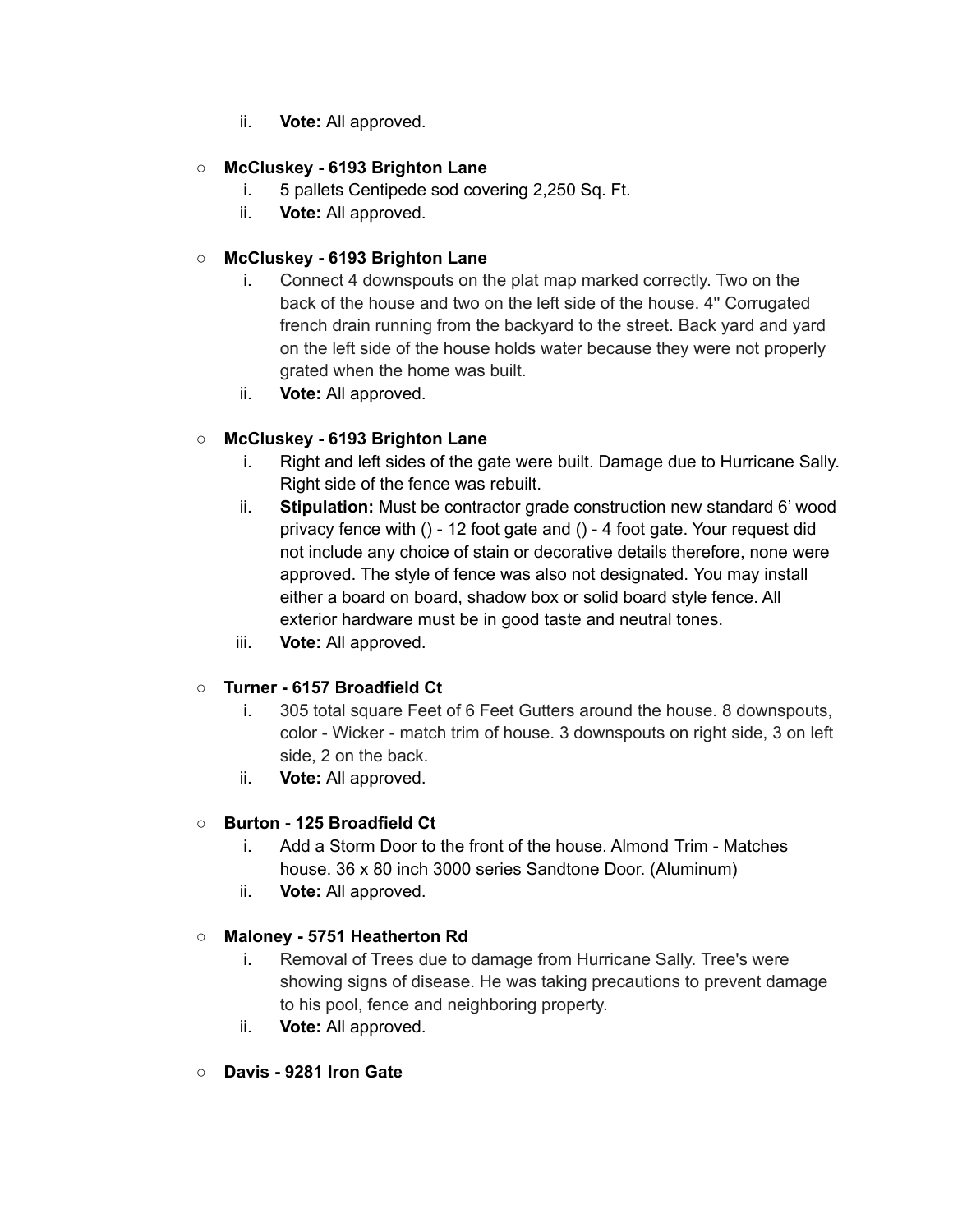ii. **Vote:** All approved.

- **McCluskey - 6193 Brighton Lane**
   i. 5 pallets Centipede sod covering 2,250 Sq. Ft.
   ii. **Vote:** All approved.

- **McCluskey - 6193 Brighton Lane**
   i. Connect 4 downspouts on the plat map marked correctly. Two on the back of the house and two on the left side of the house. 4" Corrugated french drain running from the backyard to the street. Back yard and yard on the left side of the house holds water because they were not properly grated when the home was built.
   ii. **Vote:** All approved.

- **McCluskey - 6193 Brighton Lane**
   i. Right and left sides of the gate were built. Damage due to Hurricane Sally. Right side of the fence was rebuilt.
   ii. **Stipulation:** Must be contractor grade construction new standard 6' wood privacy fence with () - 12 foot gate and () - 4 foot gate. Your request did not include any choice of stain or decorative details therefore, none were approved. The style of fence was also not designated. You may install either a board on board, shadow box or solid board style fence. All exterior hardware must be in good taste and neutral tones.
   iii. **Vote:** All approved.

- **Turner - 6157 Broadfield Ct**
   i. 305 total square Feet of 6 Feet Gutters around the house. 8 downspouts, color - Wicker - match trim of house. 3 downspouts on right side, 3 on left side, 2 on the back.
   ii. **Vote:** All approved.

- **Burton - 125 Broadfield Ct**
   i. Add a Storm Door to the front of the house. Almond Trim - Matches house. 36 x 80 inch 3000 series Sandtone Door. (Aluminum)
   ii. **Vote:** All approved.

- **Maloney - 5751 Heatherton Rd**
   i. Removal of Trees due to damage from Hurricane Sally. Tree's were showing signs of disease. He was taking precautions to prevent damage to his pool, fence and neighboring property.
   ii. **Vote:** All approved.

- **Davis - 9281 Iron Gate**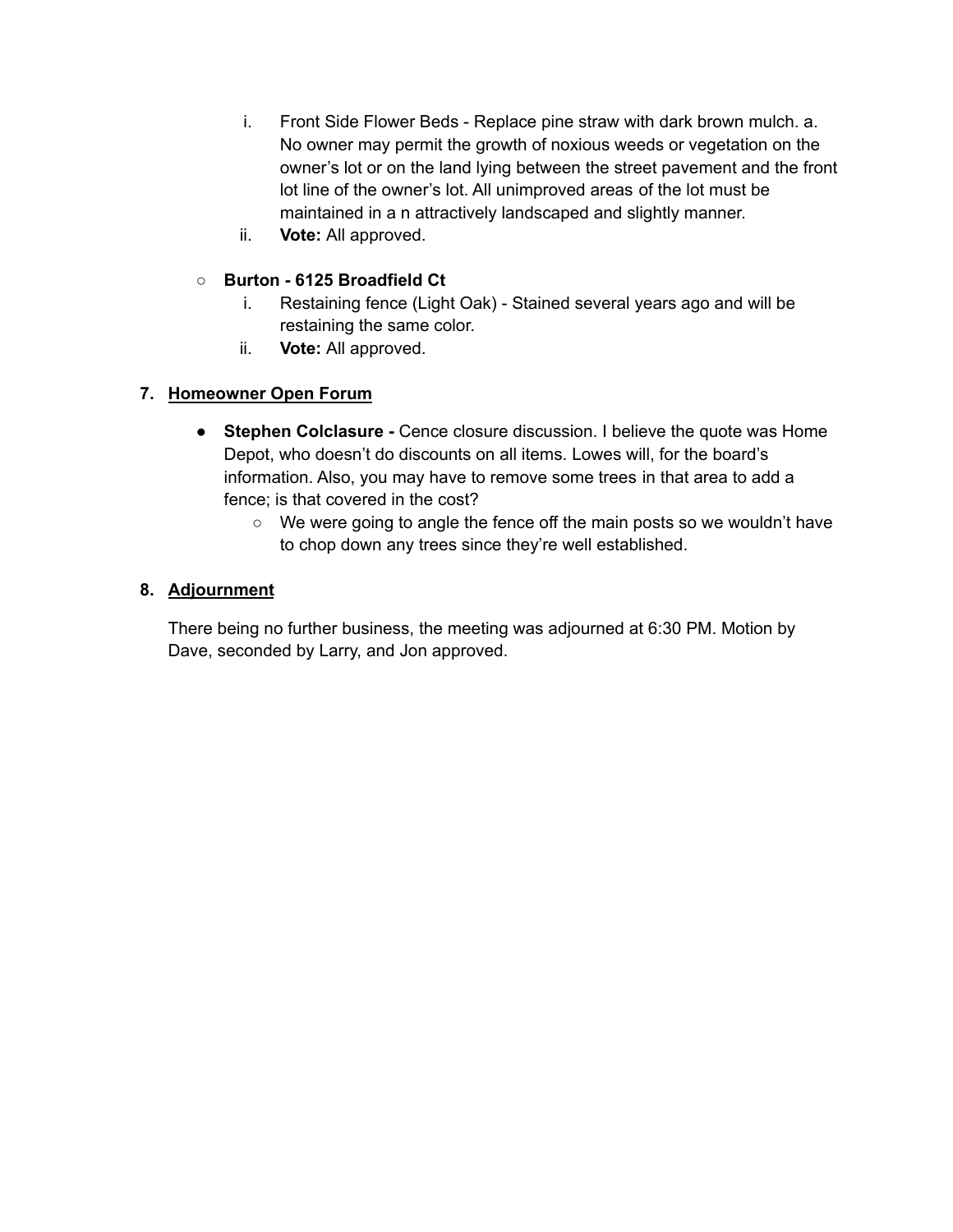i. Front Side Flower Beds - Replace pine straw with dark brown mulch. a. No owner may permit the growth of noxious weeds or vegetation on the owner's lot or on the land lying between the street pavement and the front lot line of the owner's lot. All unimproved areas of the lot must be maintained in a n attractively landscaped and slightly manner.
      ii. **Vote:** All approved.

  - **Burton - 6125 Broadfield Ct**
      i. Restaining fence (Light Oak) - Stained several years ago and will be restaining the same color.
      ii. **Vote:** All approved.

7. **Homeowner Open Forum**

   - **Stephen Colclasure -** Cence closure discussion. I believe the quote was Home Depot, who doesn't do discounts on all items. Lowes will, for the board's information. Also, you may have to remove some trees in that area to add a fence; is that covered in the cost?
     - We were going to angle the fence off the main posts so we wouldn't have to chop down any trees since they're well established.

8. **Adjournment**

   There being no further business, the meeting was adjourned at 6:30 PM. Motion by Dave, seconded by Larry, and Jon approved.